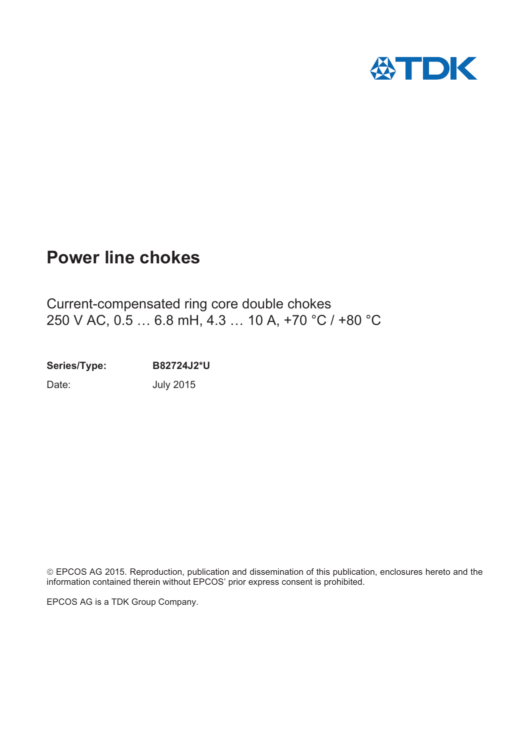# Power line chokes

Current-compensated ring core double chokes
250 V AC, 0.5 … 6.8 mH, 4.3 … 10 A, +70 °C / +80 °C

**Series/Type:** **B82724J2*U**

Date: July 2015

© EPCOS AG 2015. Reproduction, publication and dissemination of this publication, enclosures hereto and the information contained therein without EPCOS' prior express consent is prohibited.

EPCOS AG is a TDK Group Company.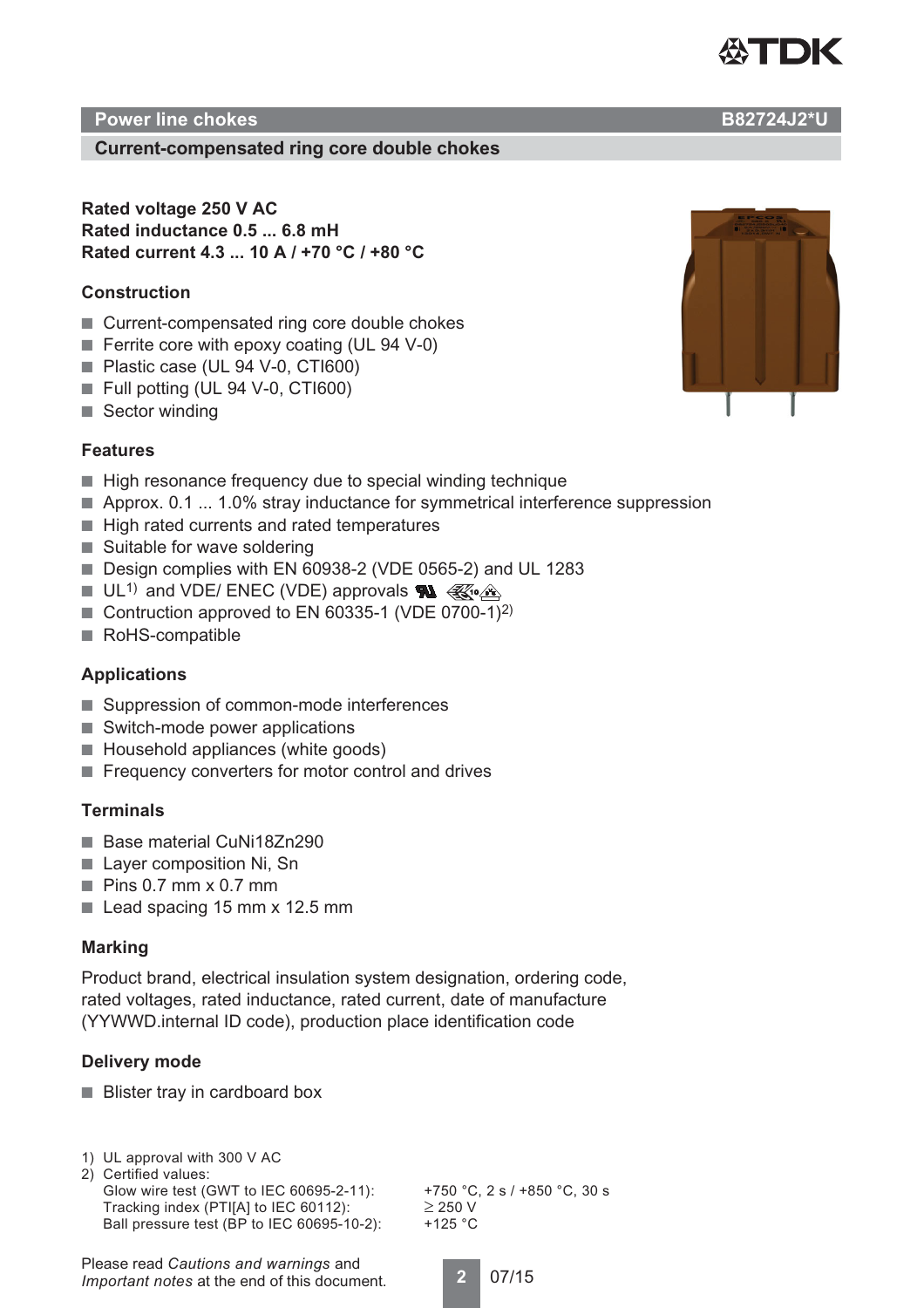## Power line chokes B82724J2*U

### Current-compensated ring core double chokes

**Rated voltage 250 V AC**
**Rated inductance 0.5 ... 6.8 mH**
**Rated current 4.3 ... 10 A / +70 °C / +80 °C**

### Construction

- Current-compensated ring core double chokes
- Ferrite core with epoxy coating (UL 94 V-0)
- Plastic case (UL 94 V-0, CTI600)
- Full potting (UL 94 V-0, CTI600)
- Sector winding

### Features

- High resonance frequency due to special winding technique
- Approx. 0.1 ... 1.0% stray inductance for symmetrical interference suppression
- High rated currents and rated temperatures
- Suitable for wave soldering
- Design complies with EN 60938-2 (VDE 0565-2) and UL 1283
- UL1) and VDE/ ENEC (VDE) approvals
- Contruction approved to EN 60335-1 (VDE 0700-1)2)
- RoHS-compatible

### Applications

- Suppression of common-mode interferences
- Switch-mode power applications
- Household appliances (white goods)
- Frequency converters for motor control and drives

### Terminals

- Base material CuNi18Zn290
- Layer composition Ni, Sn
- Pins 0.7 mm x 0.7 mm
- Lead spacing 15 mm x 12.5 mm

### Marking

Product brand, electrical insulation system designation, ordering code, rated voltages, rated inductance, rated current, date of manufacture (YYWWD.internal ID code), production place identification code

### Delivery mode

- Blister tray in cardboard box

1) UL approval with 300 V AC
2) Certified values:

| | |
|---|---|
| Glow wire test (GWT to IEC 60695-2-11): | +750 °C, 2 s / +850 °C, 30 s |
| Tracking index (PTI[A] to IEC 60112): | ≥ 250 V |
| Ball pressure test (BP to IEC 60695-10-2): | +125 °C |

Please read *Cautions and warnings* and *Important notes* at the end of this document.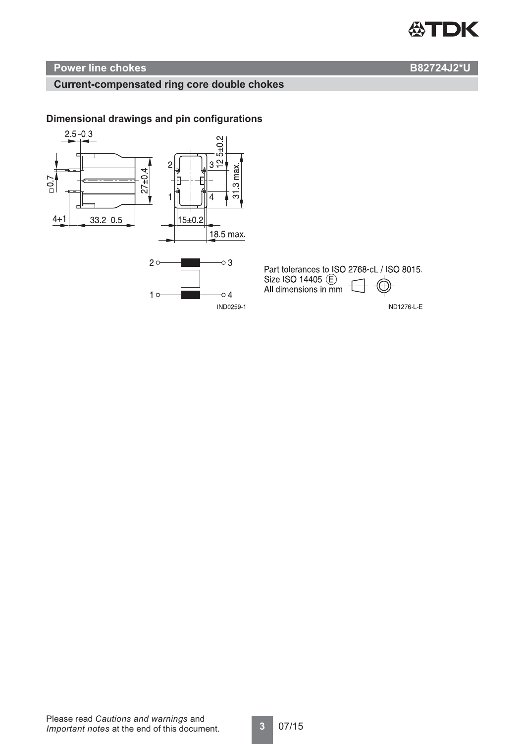## Power line chokes B82724J2*U

### Current-compensated ring core double chokes

### Dimensional drawings and pin configurations

2.5 −0.3

□0.7

4+1

33.2 −0.5

27±0.4

12.5±0.2

31.3 max.

15±0.2

18.5 max.

IND0259-1

Part tolerances to ISO 2768-cL / ISO 8015.
Size ISO 14405 (E)
All dimensions in mm

IND1276-L-E

Please read *Cautions and warnings* and *Important notes* at the end of this document.

07/15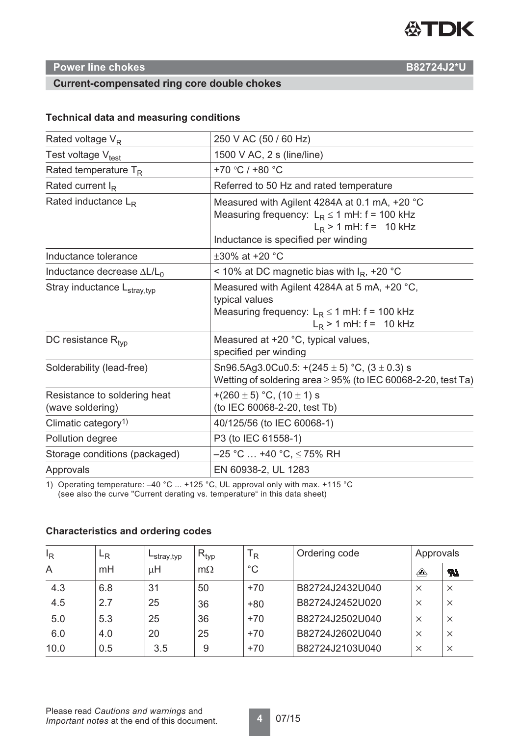## Power line chokes B82724J2*U

### Current-compensated ring core double chokes

**Technical data and measuring conditions**

| | |
|---|---|
| Rated voltage $V_R$ | 250 V AC (50 / 60 Hz) |
| Test voltage $V_{test}$ | 1500 V AC, 2 s (line/line) |
| Rated temperature $T_R$ | +70 °C / +80 °C |
| Rated current $I_R$ | Referred to 50 Hz and rated temperature |
| Rated inductance $L_R$ | Measured with Agilent 4284A at 0.1 mA, +20 °C<br>Measuring frequency: $L_R \leq 1$ mH: f = 100 kHz<br>$L_R > 1$ mH: f = 10 kHz<br>Inductance is specified per winding |
| Inductance tolerance | ±30% at +20 °C |
| Inductance decrease $\Delta L/L_0$ | < 10% at DC magnetic bias with $I_R$, +20 °C |
| Stray inductance $L_{stray,typ}$ | Measured with Agilent 4284A at 5 mA, +20 °C,<br>typical values<br>Measuring frequency: $L_R \leq 1$ mH: f = 100 kHz<br>$L_R > 1$ mH: f = 10 kHz |
| DC resistance $R_{typ}$ | Measured at +20 °C, typical values,<br>specified per winding |
| Solderability (lead-free) | Sn96.5Ag3.0Cu0.5: +(245 ± 5) °C, (3 ± 0.3) s<br>Wetting of soldering area ≥ 95% (to IEC 60068-2-20, test Ta) |
| Resistance to soldering heat<br>(wave soldering) | +(260 ± 5) °C, (10 ± 1) s<br>(to IEC 60068-2-20, test Tb) |
| Climatic category[1] | 40/125/56 (to IEC 60068-1) |
| Pollution degree | P3 (to IEC 61558-1) |
| Storage conditions (packaged) | –25 °C … +40 °C, ≤ 75% RH |
| Approvals | EN 60938-2, UL 1283 |

1) Operating temperature: –40 °C ... +125 °C, UL approval only with max. +115 °C
(see also the curve "Current derating vs. temperature" in this data sheet)

**Characteristics and ordering codes**

| $I_R$ | $L_R$ | $L_{stray,typ}$ | $R_{typ}$ | $T_R$ | Ordering code | Approvals | |
|---|---|---|---|---|---|---|---|
| A | mH | µH | mΩ | °C | | ENEC | UL |
| 4.3 | 6.8 | 31 | 50 | +70 | B82724J2432U040 | × | × |
| 4.5 | 2.7 | 25 | 36 | +80 | B82724J2452U020 | × | × |
| 5.0 | 5.3 | 25 | 36 | +70 | B82724J2502U040 | × | × |
| 6.0 | 4.0 | 20 | 25 | +70 | B82724J2602U040 | × | × |
| 10.0 | 0.5 | 3.5 | 9 | +70 | B82724J2103U040 | × | × |

Please read *Cautions and warnings* and *Important notes* at the end of this document.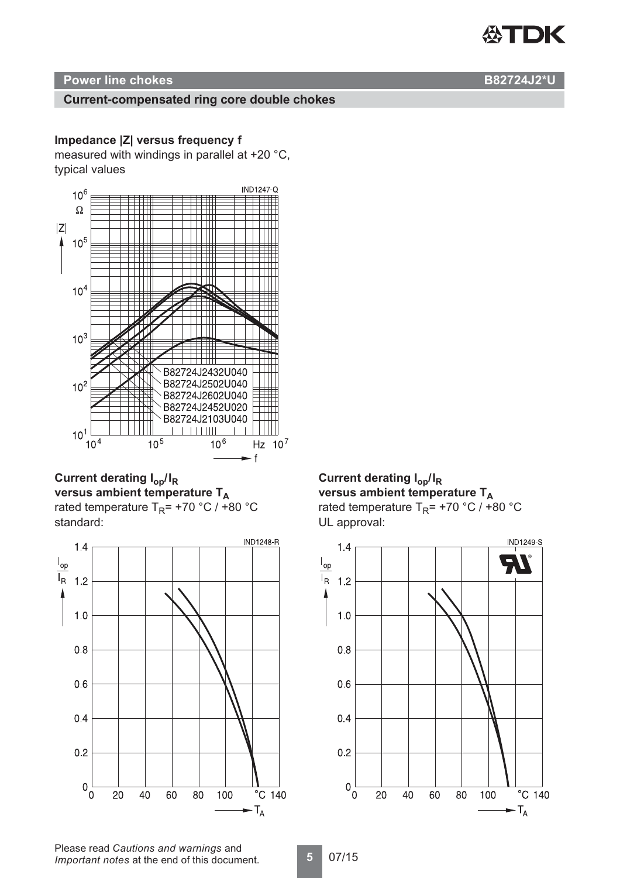## Power line chokes — B82724J2*U

### Current-compensated ring core double chokes

**Impedance |Z| versus frequency f**
measured with windings in parallel at +20 °C,
typical values

IND1247-Q

B82724J2432U040
B82724J2502U040
B82724J2602U040
B82724J2452U020
B82724J2103U040

**Current derating $I_{op}/I_R$ versus ambient temperature $T_A$**
rated temperature $T_R$= +70 °C / +80 °C
standard:

IND1248-R

**Current derating $I_{op}/I_R$ versus ambient temperature $T_A$**
rated temperature $T_R$= +70 °C / +80 °C
UL approval:

IND1249-S

Please read *Cautions and warnings* and *Important notes* at the end of this document.

07/15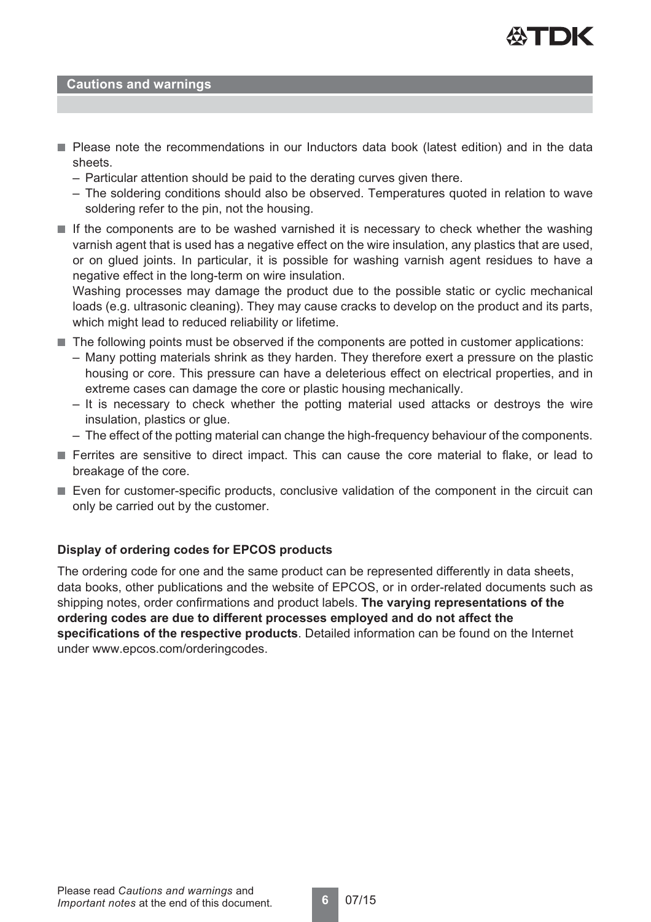## Cautions and warnings

- Please note the recommendations in our Inductors data book (latest edition) and in the data sheets.
  - Particular attention should be paid to the derating curves given there.
  - The soldering conditions should also be observed. Temperatures quoted in relation to wave soldering refer to the pin, not the housing.
- If the components are to be washed varnished it is necessary to check whether the washing varnish agent that is used has a negative effect on the wire insulation, any plastics that are used, or on glued joints. In particular, it is possible for washing varnish agent residues to have a negative effect in the long-term on wire insulation.
  Washing processes may damage the product due to the possible static or cyclic mechanical loads (e.g. ultrasonic cleaning). They may cause cracks to develop on the product and its parts, which might lead to reduced reliability or lifetime.
- The following points must be observed if the components are potted in customer applications:
  - Many potting materials shrink as they harden. They therefore exert a pressure on the plastic housing or core. This pressure can have a deleterious effect on electrical properties, and in extreme cases can damage the core or plastic housing mechanically.
  - It is necessary to check whether the potting material used attacks or destroys the wire insulation, plastics or glue.
  - The effect of the potting material can change the high-frequency behaviour of the components.
- Ferrites are sensitive to direct impact. This can cause the core material to flake, or lead to breakage of the core.
- Even for customer-specific products, conclusive validation of the component in the circuit can only be carried out by the customer.

**Display of ordering codes for EPCOS products**

The ordering code for one and the same product can be represented differently in data sheets, data books, other publications and the website of EPCOS, or in order-related documents such as shipping notes, order confirmations and product labels. **The varying representations of the ordering codes are due to different processes employed and do not affect the specifications of the respective products**. Detailed information can be found on the Internet under www.epcos.com/orderingcodes.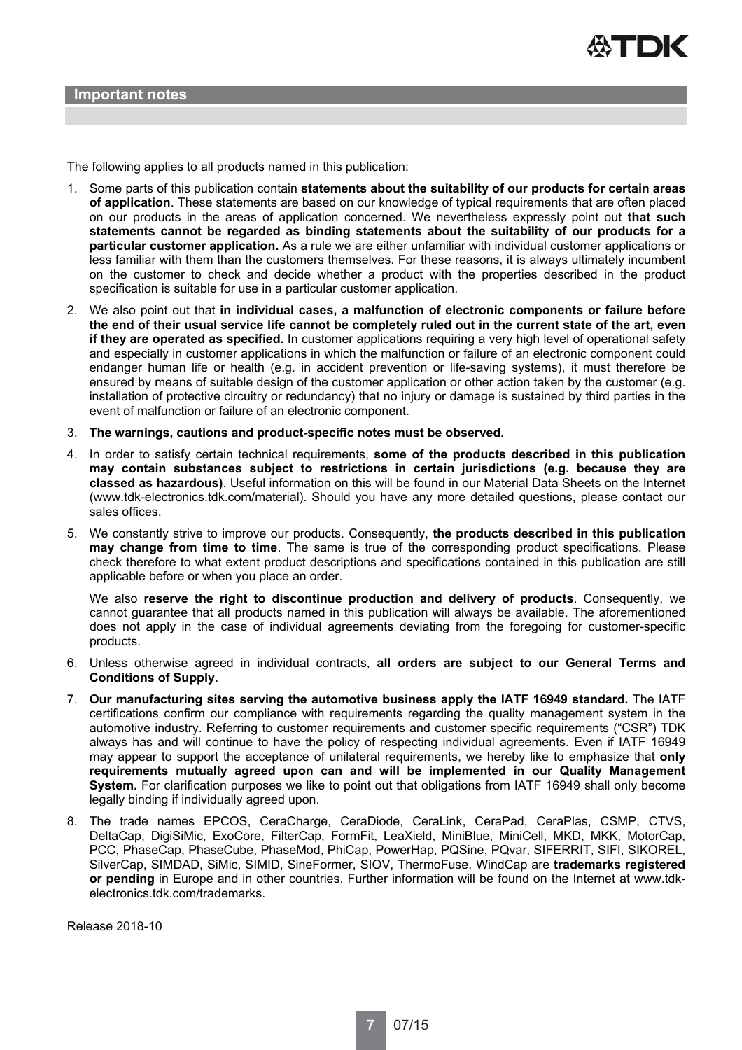## Important notes

The following applies to all products named in this publication:

1. Some parts of this publication contain **statements about the suitability of our products for certain areas of application**. These statements are based on our knowledge of typical requirements that are often placed on our products in the areas of application concerned. We nevertheless expressly point out **that such statements cannot be regarded as binding statements about the suitability of our products for a particular customer application.** As a rule we are either unfamiliar with individual customer applications or less familiar with them than the customers themselves. For these reasons, it is always ultimately incumbent on the customer to check and decide whether a product with the properties described in the product specification is suitable for use in a particular customer application.
2. We also point out that **in individual cases, a malfunction of electronic components or failure before the end of their usual service life cannot be completely ruled out in the current state of the art, even if they are operated as specified.** In customer applications requiring a very high level of operational safety and especially in customer applications in which the malfunction or failure of an electronic component could endanger human life or health (e.g. in accident prevention or life-saving systems), it must therefore be ensured by means of suitable design of the customer application or other action taken by the customer (e.g. installation of protective circuitry or redundancy) that no injury or damage is sustained by third parties in the event of malfunction or failure of an electronic component.
3. **The warnings, cautions and product-specific notes must be observed.**
4. In order to satisfy certain technical requirements, **some of the products described in this publication may contain substances subject to restrictions in certain jurisdictions (e.g. because they are classed as hazardous)**. Useful information on this will be found in our Material Data Sheets on the Internet (www.tdk-electronics.tdk.com/material). Should you have any more detailed questions, please contact our sales offices.
5. We constantly strive to improve our products. Consequently, **the products described in this publication may change from time to time**. The same is true of the corresponding product specifications. Please check therefore to what extent product descriptions and specifications contained in this publication are still applicable before or when you place an order.

   We also **reserve the right to discontinue production and delivery of products**. Consequently, we cannot guarantee that all products named in this publication will always be available. The aforementioned does not apply in the case of individual agreements deviating from the foregoing for customer-specific products.
6. Unless otherwise agreed in individual contracts, **all orders are subject to our General Terms and Conditions of Supply.**
7. **Our manufacturing sites serving the automotive business apply the IATF 16949 standard.** The IATF certifications confirm our compliance with requirements regarding the quality management system in the automotive industry. Referring to customer requirements and customer specific requirements ("CSR") TDK always has and will continue to have the policy of respecting individual agreements. Even if IATF 16949 may appear to support the acceptance of unilateral requirements, we hereby like to emphasize that **only requirements mutually agreed upon can and will be implemented in our Quality Management System.** For clarification purposes we like to point out that obligations from IATF 16949 shall only become legally binding if individually agreed upon.
8. The trade names EPCOS, CeraCharge, CeraDiode, CeraLink, CeraPad, CeraPlas, CSMP, CTVS, DeltaCap, DigiSiMic, ExoCore, FilterCap, FormFit, LeaXield, MiniBlue, MiniCell, MKD, MKK, MotorCap, PCC, PhaseCap, PhaseCube, PhaseMod, PhiCap, PowerHap, PQSine, PQvar, SIFERRIT, SIFI, SIKOREL, SilverCap, SIMDAD, SiMic, SIMID, SineFormer, SIOV, ThermoFuse, WindCap are **trademarks registered or pending** in Europe and in other countries. Further information will be found on the Internet at www.tdk-electronics.tdk.com/trademarks.

Release 2018-10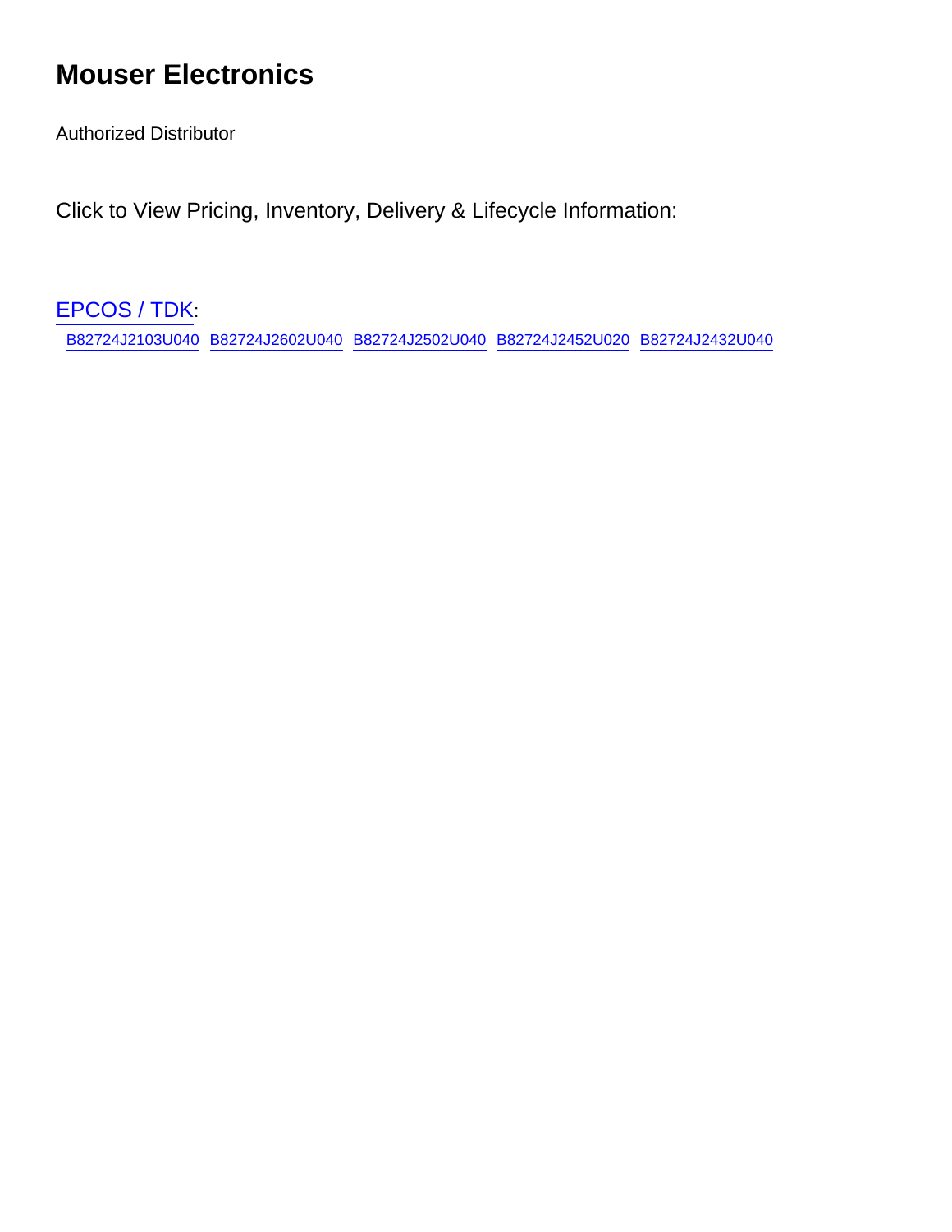# Mouser Electronics

Authorized Distributor

Click to View Pricing, Inventory, Delivery & Lifecycle Information:

EPCOS / TDK:

B82724J2103U040 B82724J2602U040 B82724J2502U040 B82724J2452U020 B82724J2432U040